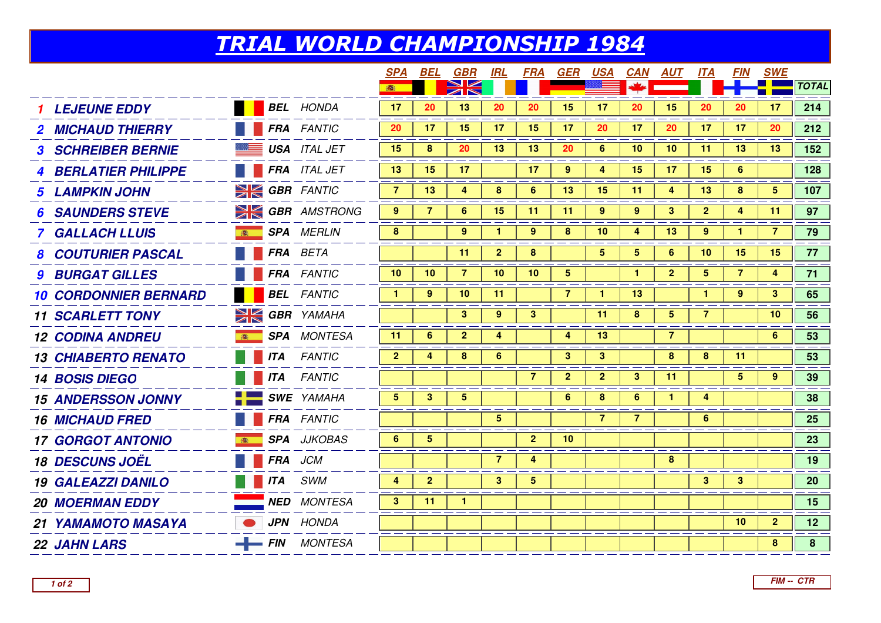# TRIAL WORLD CHAMPIONSHIP 1984

| | | | | SPA | BEL | GBR | IRL | FRA | GER | USA | CAN | AUT | ITA | FIN | SWE | TOTAL |
|---|---|---|---|---|---|---|---|---|---|---|---|---|---|---|---|---|
| 1 | LEJEUNE EDDY | BEL | HONDA | 17 | 20 | 13 | 20 | 20 | 15 | 17 | 20 | 15 | 20 | 20 | 17 | 214 |
| 2 | MICHAUD THIERRY | FRA | FANTIC | 20 | 17 | 15 | 17 | 15 | 17 | 20 | 17 | 20 | 17 | 17 | 20 | 212 |
| 3 | SCHREIBER BERNIE | USA | ITAL JET | 15 | 8 | 20 | 13 | 13 | 20 | 6 | 10 | 10 | 11 | 13 | 13 | 152 |
| 4 | BERLATIER PHILIPPE | FRA | ITAL JET | 13 | 15 | 17 | | 17 | 9 | 4 | 15 | 17 | 15 | 6 | | 128 |
| 5 | LAMPKIN JOHN | GBR | FANTIC | 7 | 13 | 4 | 8 | 6 | 13 | 15 | 11 | 4 | 13 | 8 | 5 | 107 |
| 6 | SAUNDERS STEVE | GBR | AMSTRONG | 9 | 7 | 6 | 15 | 11 | 11 | 9 | 9 | 3 | 2 | 4 | 11 | 97 |
| 7 | GALLACH LLUIS | SPA | MERLIN | 8 | | 9 | 1 | 9 | 8 | 10 | 4 | 13 | 9 | 1 | 7 | 79 |
| 8 | COUTURIER PASCAL | FRA | BETA | | | 11 | 2 | 8 | | 5 | 5 | 6 | 10 | 15 | 15 | 77 |
| 9 | BURGAT GILLES | FRA | FANTIC | 10 | 10 | 7 | 10 | 10 | 5 | | 1 | 2 | 5 | 7 | 4 | 71 |
| 10 | CORDONNIER BERNARD | BEL | FANTIC | 1 | 9 | 10 | 11 | | 7 | 1 | 13 | | 1 | 9 | 3 | 65 |
| 11 | SCARLETT TONY | GBR | YAMAHA | | | 3 | 9 | 3 | | 11 | 8 | 5 | 7 | | 10 | 56 |
| 12 | CODINA ANDREU | SPA | MONTESA | 11 | 6 | 2 | 4 | | 4 | 13 | | 7 | | | 6 | 53 |
| 13 | CHIABERTO RENATO | ITA | FANTIC | 2 | 4 | 8 | 6 | | 3 | 3 | | 8 | 8 | 11 | | 53 |
| 14 | BOSIS DIEGO | ITA | FANTIC | | | | | 7 | 2 | 2 | 3 | 11 | | 5 | 9 | 39 |
| 15 | ANDERSSON JONNY | SWE | YAMAHA | 5 | 3 | 5 | | | 6 | 8 | 6 | 1 | 4 | | | 38 |
| 16 | MICHAUD FRED | FRA | FANTIC | | | | 5 | | | 7 | 7 | | 6 | | | 25 |
| 17 | GORGOT ANTONIO | SPA | JJKOBAS | 6 | 5 | | | 2 | 10 | | | | | | | 23 |
| 18 | DESCUNS JOËL | FRA | JCM | | | | 7 | 4 | | | | 8 | | | | 19 |
| 19 | GALEAZZI DANILO | ITA | SWM | 4 | 2 | | 3 | 5 | | | | | 3 | 3 | | 20 |
| 20 | MOERMAN EDDY | NED | MONTESA | 3 | 11 | 1 | | | | | | | | | | 15 |
| 21 | YAMAMOTO MASAYA | JPN | HONDA | | | | | | | | | | | 10 | 2 | 12 |
| 22 | JAHN LARS | FIN | MONTESA | | | | | | | | | | | | 8 | 8 |

FIM -- CTR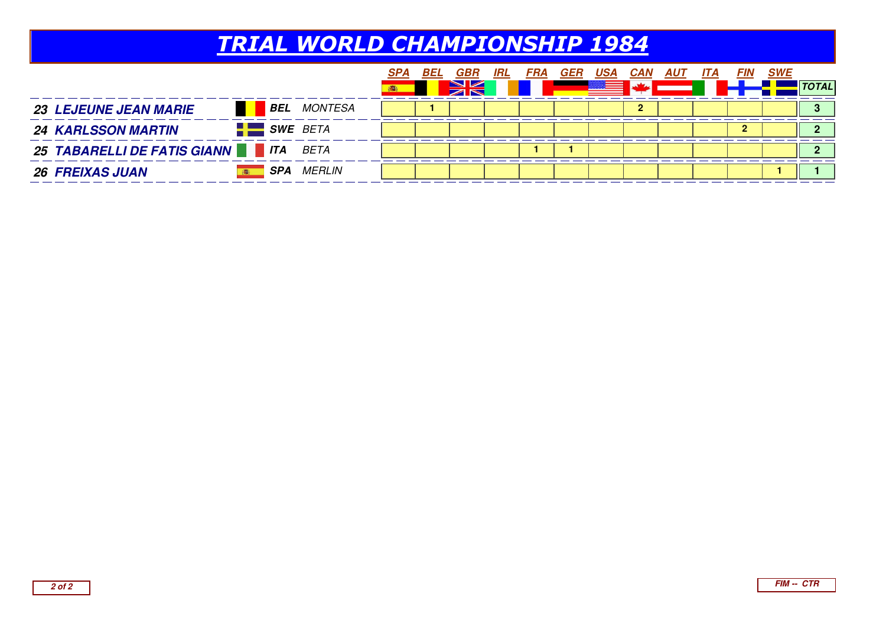# TRIAL WORLD CHAMPIONSHIP 1984

| | | | | SPA | BEL | GBR | IRL | FRA | GER | USA | CAN | AUT | ITA | FIN | SWE | TOTAL |
|---|---|---|---|---|---|---|---|---|---|---|---|---|---|---|---|---|
| 23 | LEJEUNE JEAN MARIE | BEL | MONTESA | | 1 | | | | | | 2 | | | | | 3 |
| 24 | KARLSSON MARTIN | SWE | BETA | | | | | | | | | | | 2 | | 2 |
| 25 | TABARELLI DE FATIS GIANN | ITA | BETA | | | | | 1 | 1 | | | | | | | 2 |
| 26 | FREIXAS JUAN | SPA | MERLIN | | | | | | | | | | | | 1 | 1 |

FIM -- CTR